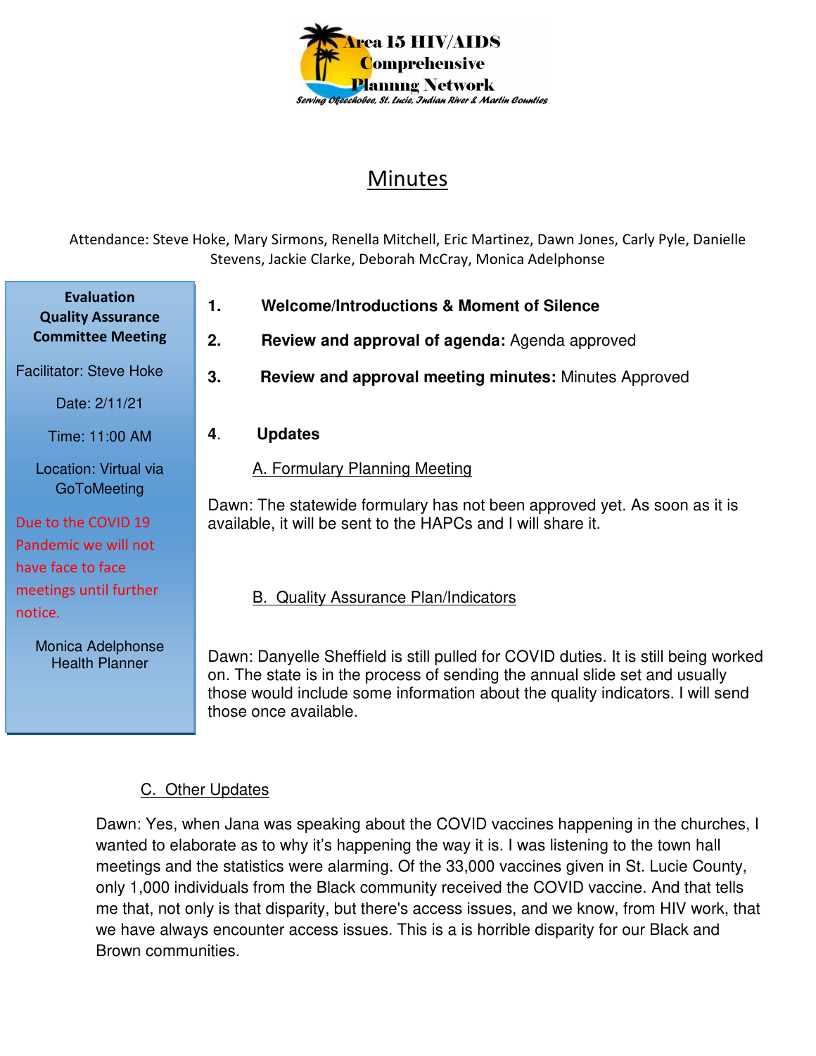Area 15 HIV/AIDS Comprehensive Planning Network

*Serving Okeechobee, St. Lucie, Indian River & Martin Counties*

# Minutes

Attendance: Steve Hoke, Mary Sirmons, Renella Mitchell, Eric Martinez, Dawn Jones, Carly Pyle, Danielle Stevens, Jackie Clarke, Deborah McCray, Monica Adelphonse

**Evaluation Quality Assurance Committee Meeting**

Facilitator: Steve Hoke

Date: 2/11/21

Time: 11:00 AM

Location: Virtual via GoToMeeting

Due to the COVID 19 Pandemic we will not have face to face meetings until further notice.

Monica Adelphonse
Health Planner

1. **Welcome/Introductions & Moment of Silence**
2. **Review and approval of agenda:** Agenda approved
3. **Review and approval meeting minutes:** Minutes Approved
4. **Updates**

A. Formulary Planning Meeting

Dawn: The statewide formulary has not been approved yet. As soon as it is available, it will be sent to the HAPCs and I will share it.

B. Quality Assurance Plan/Indicators

Dawn: Danyelle Sheffield is still pulled for COVID duties. It is still being worked on. The state is in the process of sending the annual slide set and usually those would include some information about the quality indicators. I will send those once available.

C. Other Updates

Dawn: Yes, when Jana was speaking about the COVID vaccines happening in the churches, I wanted to elaborate as to why it's happening the way it is. I was listening to the town hall meetings and the statistics were alarming. Of the 33,000 vaccines given in St. Lucie County, only 1,000 individuals from the Black community received the COVID vaccine. And that tells me that, not only is that disparity, but there's access issues, and we know, from HIV work, that we have always encounter access issues. This is a is horrible disparity for our Black and Brown communities.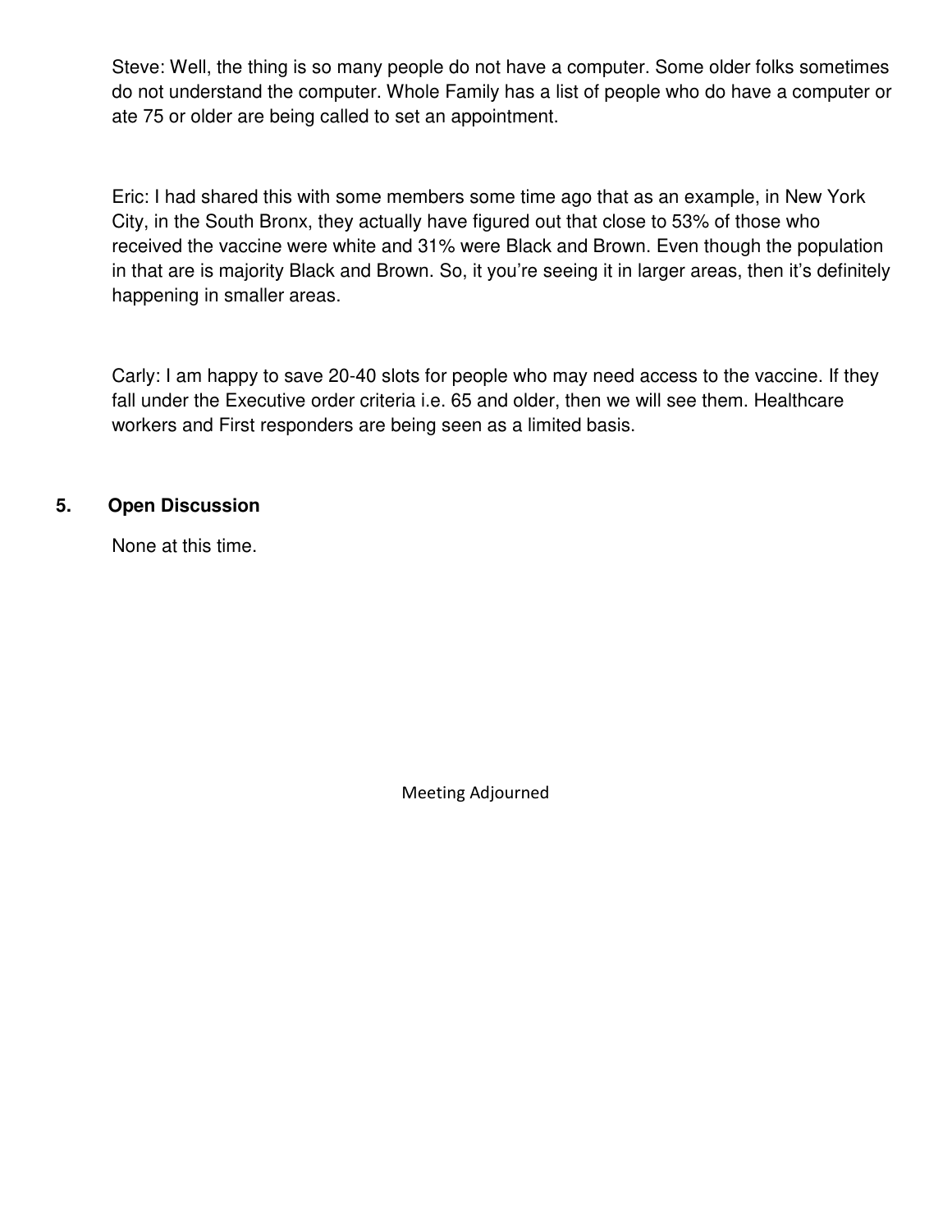Steve: Well, the thing is so many people do not have a computer. Some older folks sometimes do not understand the computer. Whole Family has a list of people who do have a computer or ate 75 or older are being called to set an appointment.

Eric: I had shared this with some members some time ago that as an example, in New York City, in the South Bronx, they actually have figured out that close to 53% of those who received the vaccine were white and 31% were Black and Brown. Even though the population in that are is majority Black and Brown. So, it you're seeing it in larger areas, then it's definitely happening in smaller areas.

Carly: I am happy to save 20-40 slots for people who may need access to the vaccine. If they fall under the Executive order criteria i.e. 65 and older, then we will see them. Healthcare workers and First responders are being seen as a limited basis.

## 5. Open Discussion

None at this time.

Meeting Adjourned